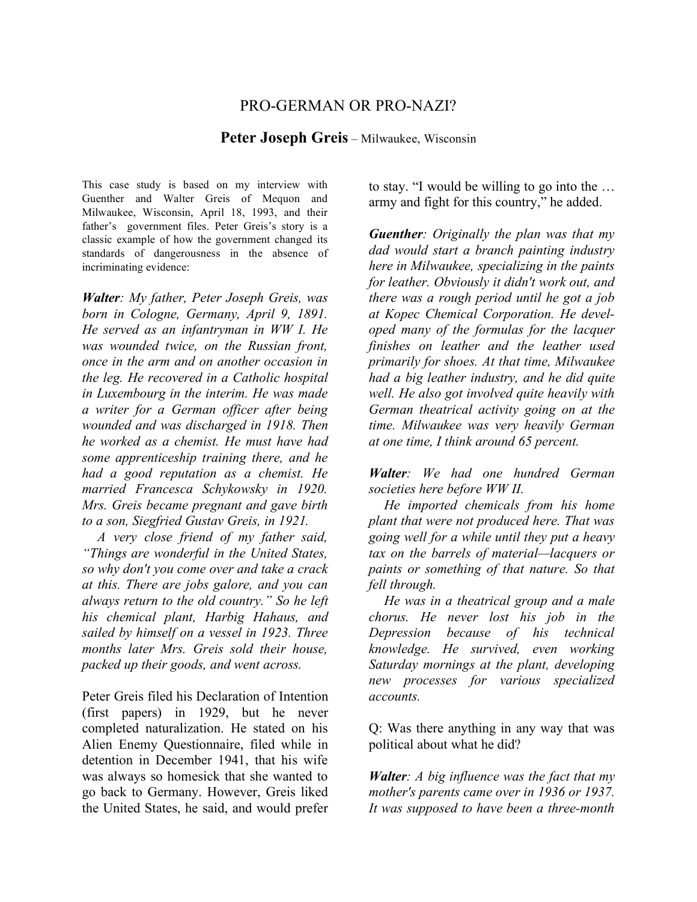# PRO-GERMAN OR PRO-NAZI?

## **Peter Joseph Greis** – Milwaukee, Wisconsin

This case study is based on my interview with Guenther and Walter Greis of Mequon and Milwaukee, Wisconsin, April 18, 1993, and their father's government files. Peter Greis's story is a classic example of how the government changed its standards of dangerousness in the absence of incriminating evidence:

***Walter****: My father, Peter Joseph Greis, was born in Cologne, Germany, April 9, 1891. He served as an infantryman in WW I. He was wounded twice, on the Russian front, once in the arm and on another occasion in the leg. He recovered in a Catholic hospital in Luxembourg in the interim. He was made a writer for a German officer after being wounded and was discharged in 1918. Then he worked as a chemist. He must have had some apprenticeship training there, and he had a good reputation as a chemist. He married Francesca Schykowsky in 1920. Mrs. Greis became pregnant and gave birth to a son, Siegfried Gustav Greis, in 1921.*

*A very close friend of my father said, "Things are wonderful in the United States, so why don't you come over and take a crack at this. There are jobs galore, and you can always return to the old country." So he left his chemical plant, Harbig Hahaus, and sailed by himself on a vessel in 1923. Three months later Mrs. Greis sold their house, packed up their goods, and went across.*

Peter Greis filed his Declaration of Intention (first papers) in 1929, but he never completed naturalization. He stated on his Alien Enemy Questionnaire, filed while in detention in December 1941, that his wife was always so homesick that she wanted to go back to Germany. However, Greis liked the United States, he said, and would prefer to stay. "I would be willing to go into the … army and fight for this country," he added.

***Guenther****: Originally the plan was that my dad would start a branch painting industry here in Milwaukee, specializing in the paints for leather. Obviously it didn't work out, and there was a rough period until he got a job at Kopec Chemical Corporation. He developed many of the formulas for the lacquer finishes on leather and the leather used primarily for shoes. At that time, Milwaukee had a big leather industry, and he did quite well. He also got involved quite heavily with German theatrical activity going on at the time. Milwaukee was very heavily German at one time, I think around 65 percent.*

***Walter****: We had one hundred German societies here before WW II.*

*He imported chemicals from his home plant that were not produced here. That was going well for a while until they put a heavy tax on the barrels of material—lacquers or paints or something of that nature. So that fell through.*

*He was in a theatrical group and a male chorus. He never lost his job in the Depression because of his technical knowledge. He survived, even working Saturday mornings at the plant, developing new processes for various specialized accounts.*

Q: Was there anything in any way that was political about what he did?

***Walter****: A big influence was the fact that my mother's parents came over in 1936 or 1937. It was supposed to have been a three-month*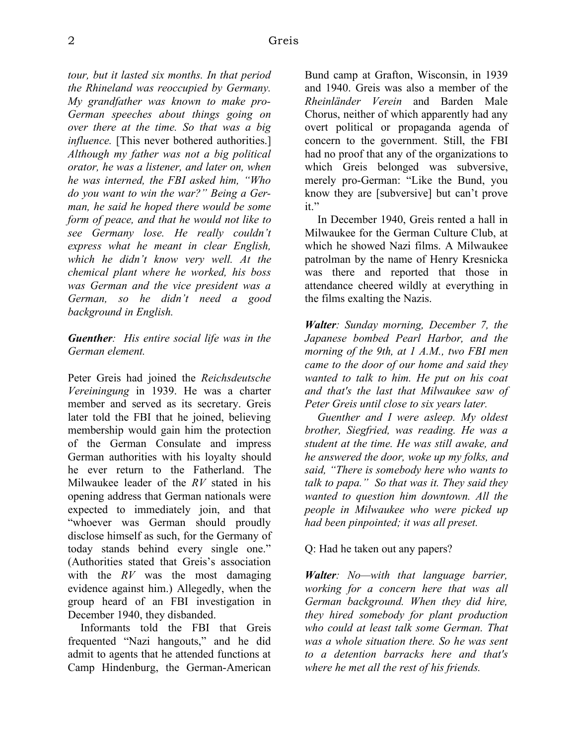*tour, but it lasted six months. In that period the Rhineland was reoccupied by Germany. My grandfather was known to make pro-German speeches about things going on over there at the time. So that was a big influence.* [This never bothered authorities.] *Although my father was not a big political orator, he was a listener, and later on, when he was interned, the FBI asked him, "Who do you want to win the war?" Being a German, he said he hoped there would be some form of peace, and that he would not like to see Germany lose. He really couldn't express what he meant in clear English, which he didn't know very well. At the chemical plant where he worked, his boss was German and the vice president was a German, so he didn't need a good background in English.*

***Guenther**: His entire social life was in the German element.*

Peter Greis had joined the *Reichsdeutsche Vereiningung* in 1939. He was a charter member and served as its secretary. Greis later told the FBI that he joined, believing membership would gain him the protection of the German Consulate and impress German authorities with his loyalty should he ever return to the Fatherland. The Milwaukee leader of the *RV* stated in his opening address that German nationals were expected to immediately join, and that "whoever was German should proudly disclose himself as such, for the Germany of today stands behind every single one." (Authorities stated that Greis's association with the *RV* was the most damaging evidence against him.) Allegedly, when the group heard of an FBI investigation in December 1940, they disbanded.

Informants told the FBI that Greis frequented "Nazi hangouts," and he did admit to agents that he attended functions at Camp Hindenburg, the German-American Bund camp at Grafton, Wisconsin, in 1939 and 1940. Greis was also a member of the *Rheinländer Verein* and Barden Male Chorus, neither of which apparently had any overt political or propaganda agenda of concern to the government. Still, the FBI had no proof that any of the organizations to which Greis belonged was subversive, merely pro-German: "Like the Bund, you know they are [subversive] but can't prove it."

In December 1940, Greis rented a hall in Milwaukee for the German Culture Club, at which he showed Nazi films. A Milwaukee patrolman by the name of Henry Kresnicka was there and reported that those in attendance cheered wildly at everything in the films exalting the Nazis.

***Walter**: Sunday morning, December 7, the Japanese bombed Pearl Harbor, and the morning of the 9th, at 1 A.M., two FBI men came to the door of our home and said they wanted to talk to him. He put on his coat and that's the last that Milwaukee saw of Peter Greis until close to six years later.*

*Guenther and I were asleep. My oldest brother, Siegfried, was reading. He was a student at the time. He was still awake, and he answered the door, woke up my folks, and said, "There is somebody here who wants to talk to papa." So that was it. They said they wanted to question him downtown. All the people in Milwaukee who were picked up had been pinpointed; it was all preset.*

Q: Had he taken out any papers?

***Walter**: No—with that language barrier, working for a concern here that was all German background. When they did hire, they hired somebody for plant production who could at least talk some German. That was a whole situation there. So he was sent to a detention barracks here and that's where he met all the rest of his friends.*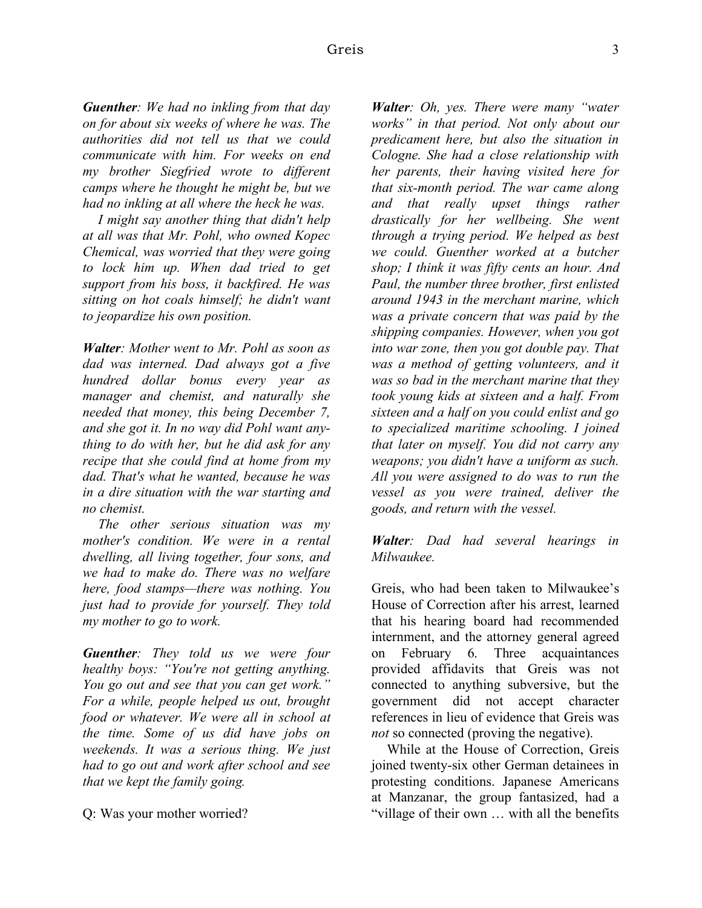***Guenther**: We had no inkling from that day on for about six weeks of where he was. The authorities did not tell us that we could communicate with him. For weeks on end my brother Siegfried wrote to different camps where he thought he might be, but we had no inkling at all where the heck he was.*

*I might say another thing that didn't help at all was that Mr. Pohl, who owned Kopec Chemical, was worried that they were going to lock him up. When dad tried to get support from his boss, it backfired. He was sitting on hot coals himself; he didn't want to jeopardize his own position.*

***Walter**: Mother went to Mr. Pohl as soon as dad was interned. Dad always got a five hundred dollar bonus every year as manager and chemist, and naturally she needed that money, this being December 7, and she got it. In no way did Pohl want anything to do with her, but he did ask for any recipe that she could find at home from my dad. That's what he wanted, because he was in a dire situation with the war starting and no chemist.*

*The other serious situation was my mother's condition. We were in a rental dwelling, all living together, four sons, and we had to make do. There was no welfare here, food stamps—there was nothing. You just had to provide for yourself. They told my mother to go to work.*

***Guenther**: They told us we were four healthy boys: "You're not getting anything. You go out and see that you can get work." For a while, people helped us out, brought food or whatever. We were all in school at the time. Some of us did have jobs on weekends. It was a serious thing. We just had to go out and work after school and see that we kept the family going.*

Q: Was your mother worried?

***Walter**: Oh, yes. There were many "water works" in that period. Not only about our predicament here, but also the situation in Cologne. She had a close relationship with her parents, their having visited here for that six-month period. The war came along and that really upset things rather drastically for her wellbeing. She went through a trying period. We helped as best we could. Guenther worked at a butcher shop; I think it was fifty cents an hour. And Paul, the number three brother, first enlisted around 1943 in the merchant marine, which was a private concern that was paid by the shipping companies. However, when you got into war zone, then you got double pay. That was a method of getting volunteers, and it was so bad in the merchant marine that they took young kids at sixteen and a half. From sixteen and a half on you could enlist and go to specialized maritime schooling. I joined that later on myself. You did not carry any weapons; you didn't have a uniform as such. All you were assigned to do was to run the vessel as you were trained, deliver the goods, and return with the vessel.*

***Walter**: Dad had several hearings in Milwaukee.*

Greis, who had been taken to Milwaukee's House of Correction after his arrest, learned that his hearing board had recommended internment, and the attorney general agreed on February 6. Three acquaintances provided affidavits that Greis was not connected to anything subversive, but the government did not accept character references in lieu of evidence that Greis was *not* so connected (proving the negative).

While at the House of Correction, Greis joined twenty-six other German detainees in protesting conditions. Japanese Americans at Manzanar, the group fantasized, had a "village of their own … with all the benefits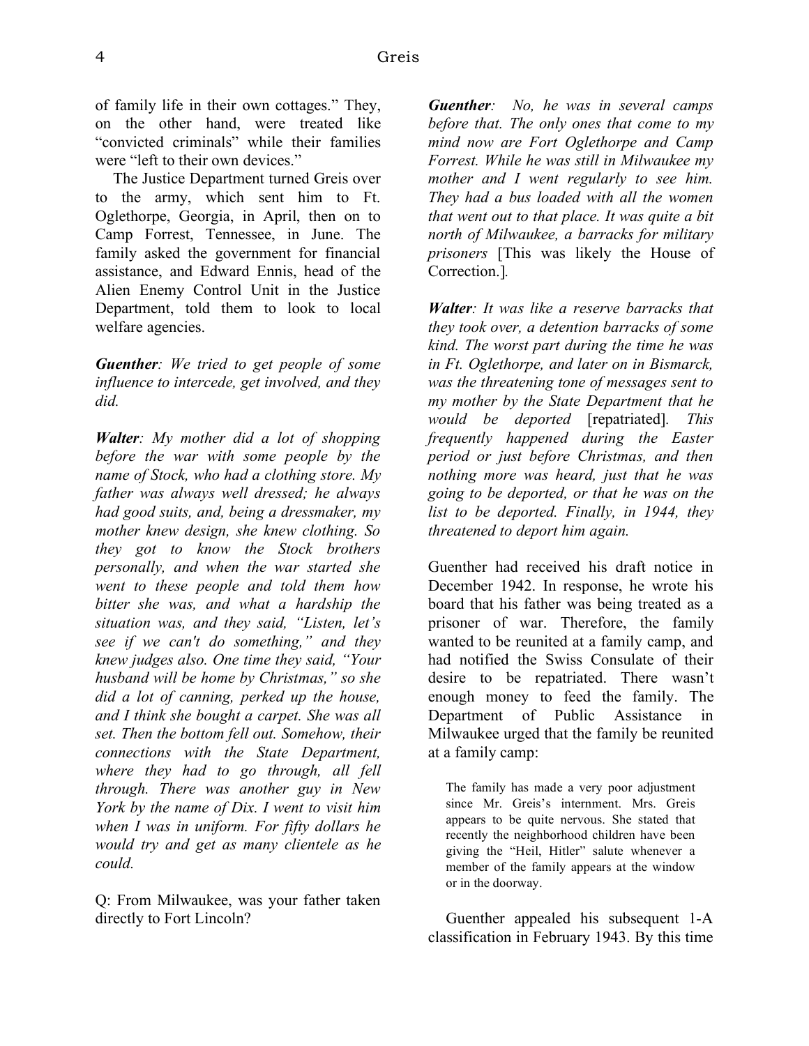of family life in their own cottages." They, on the other hand, were treated like "convicted criminals" while their families were "left to their own devices."

The Justice Department turned Greis over to the army, which sent him to Ft. Oglethorpe, Georgia, in April, then on to Camp Forrest, Tennessee, in June. The family asked the government for financial assistance, and Edward Ennis, head of the Alien Enemy Control Unit in the Justice Department, told them to look to local welfare agencies.

***Guenther**: We tried to get people of some influence to intercede, get involved, and they did.*

***Walter**: My mother did a lot of shopping before the war with some people by the name of Stock, who had a clothing store. My father was always well dressed; he always had good suits, and, being a dressmaker, my mother knew design, she knew clothing. So they got to know the Stock brothers personally, and when the war started she went to these people and told them how bitter she was, and what a hardship the situation was, and they said, "Listen, let's see if we can't do something," and they knew judges also. One time they said, "Your husband will be home by Christmas," so she did a lot of canning, perked up the house, and I think she bought a carpet. She was all set. Then the bottom fell out. Somehow, their connections with the State Department, where they had to go through, all fell through. There was another guy in New York by the name of Dix. I went to visit him when I was in uniform. For fifty dollars he would try and get as many clientele as he could.*

Q: From Milwaukee, was your father taken directly to Fort Lincoln?

***Guenther**: No, he was in several camps before that. The only ones that come to my mind now are Fort Oglethorpe and Camp Forrest. While he was still in Milwaukee my mother and I went regularly to see him. They had a bus loaded with all the women that went out to that place. It was quite a bit north of Milwaukee, a barracks for military prisoners* [This was likely the House of Correction.].

***Walter**: It was like a reserve barracks that they took over, a detention barracks of some kind. The worst part during the time he was in Ft. Oglethorpe, and later on in Bismarck, was the threatening tone of messages sent to my mother by the State Department that he would be deported* [repatriated]. *This frequently happened during the Easter period or just before Christmas, and then nothing more was heard, just that he was going to be deported, or that he was on the list to be deported. Finally, in 1944, they threatened to deport him again.*

Guenther had received his draft notice in December 1942. In response, he wrote his board that his father was being treated as a prisoner of war. Therefore, the family wanted to be reunited at a family camp, and had notified the Swiss Consulate of their desire to be repatriated. There wasn't enough money to feed the family. The Department of Public Assistance in Milwaukee urged that the family be reunited at a family camp:

> The family has made a very poor adjustment since Mr. Greis's internment. Mrs. Greis appears to be quite nervous. She stated that recently the neighborhood children have been giving the "Heil, Hitler" salute whenever a member of the family appears at the window or in the doorway.

Guenther appealed his subsequent 1-A classification in February 1943. By this time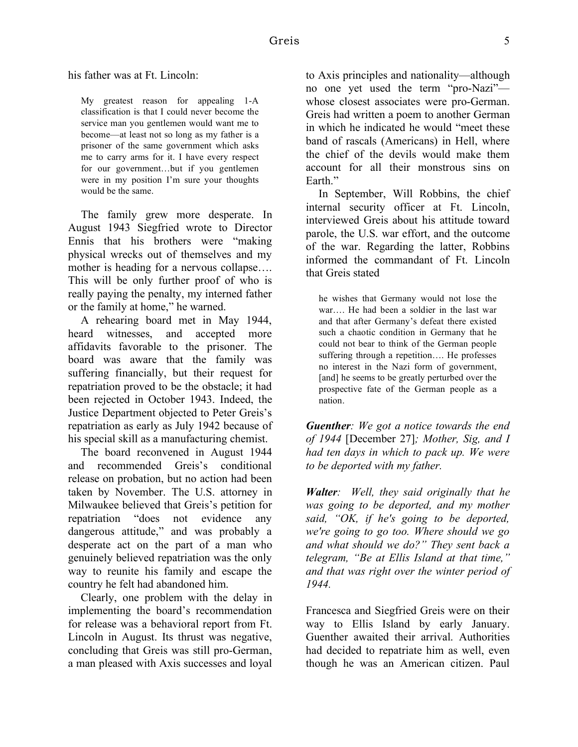his father was at Ft. Lincoln:

> My greatest reason for appealing 1-A classification is that I could never become the service man you gentlemen would want me to become—at least not so long as my father is a prisoner of the same government which asks me to carry arms for it. I have every respect for our government…but if you gentlemen were in my position I'm sure your thoughts would be the same.

The family grew more desperate. In August 1943 Siegfried wrote to Director Ennis that his brothers were "making physical wrecks out of themselves and my mother is heading for a nervous collapse…. This will be only further proof of who is really paying the penalty, my interned father or the family at home," he warned.

A rehearing board met in May 1944, heard witnesses, and accepted more affidavits favorable to the prisoner. The board was aware that the family was suffering financially, but their request for repatriation proved to be the obstacle; it had been rejected in October 1943. Indeed, the Justice Department objected to Peter Greis's repatriation as early as July 1942 because of his special skill as a manufacturing chemist.

The board reconvened in August 1944 and recommended Greis's conditional release on probation, but no action had been taken by November. The U.S. attorney in Milwaukee believed that Greis's petition for repatriation "does not evidence any dangerous attitude," and was probably a desperate act on the part of a man who genuinely believed repatriation was the only way to reunite his family and escape the country he felt had abandoned him.

Clearly, one problem with the delay in implementing the board's recommendation for release was a behavioral report from Ft. Lincoln in August. Its thrust was negative, concluding that Greis was still pro-German, a man pleased with Axis successes and loyal to Axis principles and nationality—although no one yet used the term "pro-Nazi"—whose closest associates were pro-German. Greis had written a poem to another German in which he indicated he would "meet these band of rascals (Americans) in Hell, where the chief of the devils would make them account for all their monstrous sins on Earth."

In September, Will Robbins, the chief internal security officer at Ft. Lincoln, interviewed Greis about his attitude toward parole, the U.S. war effort, and the outcome of the war. Regarding the latter, Robbins informed the commandant of Ft. Lincoln that Greis stated

> he wishes that Germany would not lose the war…. He had been a soldier in the last war and that after Germany's defeat there existed such a chaotic condition in Germany that he could not bear to think of the German people suffering through a repetition…. He professes no interest in the Nazi form of government, [and] he seems to be greatly perturbed over the prospective fate of the German people as a nation.

***Guenther**: We got a notice towards the end of 1944* [December 27]*; Mother, Sig, and I had ten days in which to pack up. We were to be deported with my father.*

***Walter**: Well, they said originally that he was going to be deported, and my mother said, "OK, if he's going to be deported, we're going to go too. Where should we go and what should we do?" They sent back a telegram, "Be at Ellis Island at that time," and that was right over the winter period of 1944.*

Francesca and Siegfried Greis were on their way to Ellis Island by early January. Guenther awaited their arrival. Authorities had decided to repatriate him as well, even though he was an American citizen. Paul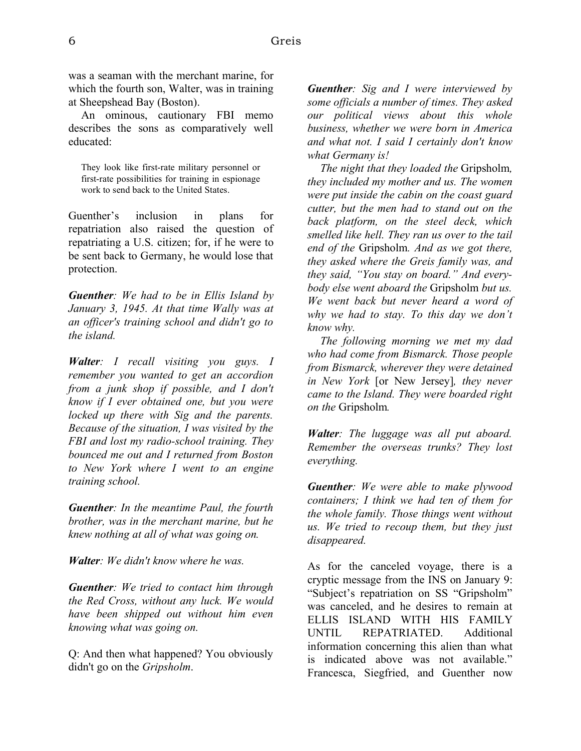was a seaman with the merchant marine, for which the fourth son, Walter, was in training at Sheepshead Bay (Boston).

An ominous, cautionary FBI memo describes the sons as comparatively well educated:

> They look like first-rate military personnel or first-rate possibilities for training in espionage work to send back to the United States.

Guenther's inclusion in plans for repatriation also raised the question of repatriating a U.S. citizen; for, if he were to be sent back to Germany, he would lose that protection.

***Guenther****: We had to be in Ellis Island by January 3, 1945. At that time Wally was at an officer's training school and didn't go to the island.*

***Walter****: I recall visiting you guys. I remember you wanted to get an accordion from a junk shop if possible, and I don't know if I ever obtained one, but you were locked up there with Sig and the parents. Because of the situation, I was visited by the FBI and lost my radio-school training. They bounced me out and I returned from Boston to New York where I went to an engine training school.*

***Guenther****: In the meantime Paul, the fourth brother, was in the merchant marine, but he knew nothing at all of what was going on.*

***Walter****: We didn't know where he was.*

***Guenther****: We tried to contact him through the Red Cross, without any luck. We would have been shipped out without him even knowing what was going on.*

Q: And then what happened? You obviously didn't go on the *Gripsholm*.

***Guenther****: Sig and I were interviewed by some officials a number of times. They asked our political views about this whole business, whether we were born in America and what not. I said I certainly don't know what Germany is!*

*The night that they loaded the* Gripsholm*, they included my mother and us. The women were put inside the cabin on the coast guard cutter, but the men had to stand out on the back platform, on the steel deck, which smelled like hell. They ran us over to the tail end of the* Gripsholm*. And as we got there, they asked where the Greis family was, and they said, "You stay on board." And everybody else went aboard the* Gripsholm *but us. We went back but never heard a word of why we had to stay. To this day we don't know why.*

*The following morning we met my dad who had come from Bismarck. Those people from Bismarck, wherever they were detained in New York* [or New Jersey]*, they never came to the Island. They were boarded right on the* Gripsholm*.*

***Walter****: The luggage was all put aboard. Remember the overseas trunks? They lost everything.*

***Guenther****: We were able to make plywood containers; I think we had ten of them for the whole family. Those things went without us. We tried to recoup them, but they just disappeared.*

As for the canceled voyage, there is a cryptic message from the INS on January 9: "Subject's repatriation on SS "Gripsholm" was canceled, and he desires to remain at ELLIS ISLAND WITH HIS FAMILY UNTIL REPATRIATED. Additional information concerning this alien than what is indicated above was not available." Francesca, Siegfried, and Guenther now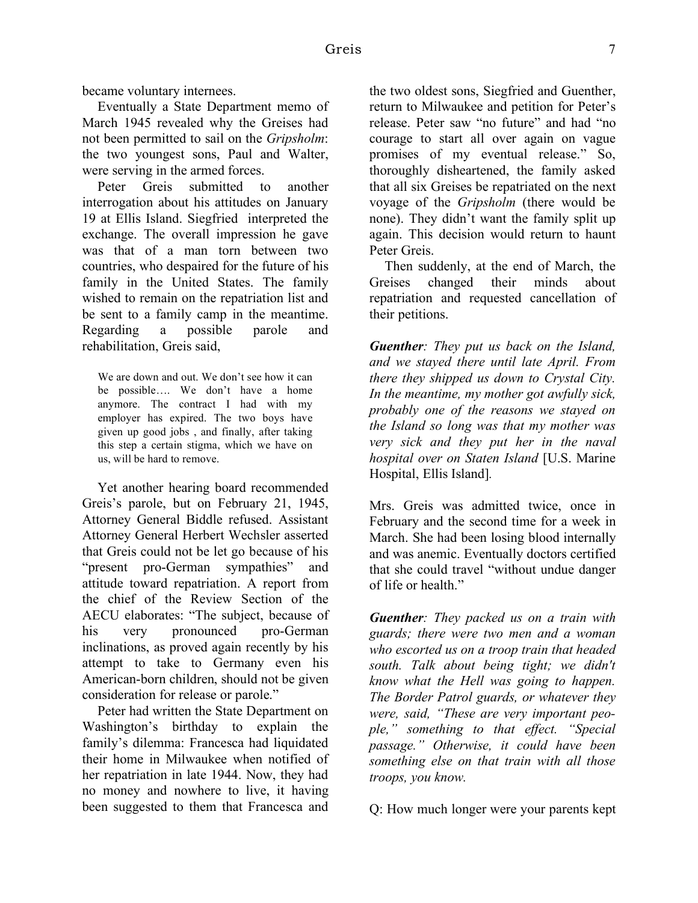became voluntary internees.

Eventually a State Department memo of March 1945 revealed why the Greises had not been permitted to sail on the *Gripsholm*: the two youngest sons, Paul and Walter, were serving in the armed forces.

Peter Greis submitted to another interrogation about his attitudes on January 19 at Ellis Island. Siegfried interpreted the exchange. The overall impression he gave was that of a man torn between two countries, who despaired for the future of his family in the United States. The family wished to remain on the repatriation list and be sent to a family camp in the meantime. Regarding a possible parole and rehabilitation, Greis said,

> We are down and out. We don't see how it can be possible…. We don't have a home anymore. The contract I had with my employer has expired. The two boys have given up good jobs , and finally, after taking this step a certain stigma, which we have on us, will be hard to remove.

Yet another hearing board recommended Greis's parole, but on February 21, 1945, Attorney General Biddle refused. Assistant Attorney General Herbert Wechsler asserted that Greis could not be let go because of his "present pro-German sympathies" and attitude toward repatriation. A report from the chief of the Review Section of the AECU elaborates: "The subject, because of his very pronounced pro-German inclinations, as proved again recently by his attempt to take to Germany even his American-born children, should not be given consideration for release or parole."

Peter had written the State Department on Washington's birthday to explain the family's dilemma: Francesca had liquidated their home in Milwaukee when notified of her repatriation in late 1944. Now, they had no money and nowhere to live, it having been suggested to them that Francesca and the two oldest sons, Siegfried and Guenther, return to Milwaukee and petition for Peter's release. Peter saw "no future" and had "no courage to start all over again on vague promises of my eventual release." So, thoroughly disheartened, the family asked that all six Greises be repatriated on the next voyage of the *Gripsholm* (there would be none). They didn't want the family split up again. This decision would return to haunt Peter Greis.

Then suddenly, at the end of March, the Greises changed their minds about repatriation and requested cancellation of their petitions.

***Guenther**: They put us back on the Island, and we stayed there until late April. From there they shipped us down to Crystal City. In the meantime, my mother got awfully sick, probably one of the reasons we stayed on the Island so long was that my mother was very sick and they put her in the naval hospital over on Staten Island* [U.S. Marine Hospital, Ellis Island].

Mrs. Greis was admitted twice, once in February and the second time for a week in March. She had been losing blood internally and was anemic. Eventually doctors certified that she could travel "without undue danger of life or health."

***Guenther**: They packed us on a train with guards; there were two men and a woman who escorted us on a troop train that headed south. Talk about being tight; we didn't know what the Hell was going to happen. The Border Patrol guards, or whatever they were, said, "These are very important people," something to that effect. "Special passage." Otherwise, it could have been something else on that train with all those troops, you know.*

Q: How much longer were your parents kept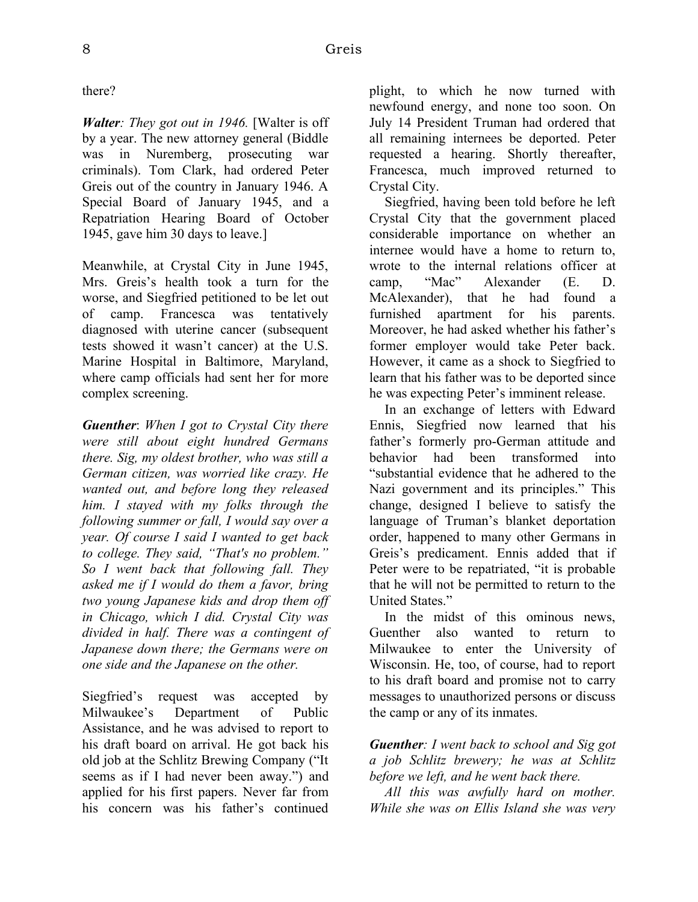there?

***Walter****: They got out in 1946.* [Walter is off by a year. The new attorney general (Biddle was in Nuremberg, prosecuting war criminals). Tom Clark, had ordered Peter Greis out of the country in January 1946. A Special Board of January 1945, and a Repatriation Hearing Board of October 1945, gave him 30 days to leave.]

Meanwhile, at Crystal City in June 1945, Mrs. Greis's health took a turn for the worse, and Siegfried petitioned to be let out of camp. Francesca was tentatively diagnosed with uterine cancer (subsequent tests showed it wasn't cancer) at the U.S. Marine Hospital in Baltimore, Maryland, where camp officials had sent her for more complex screening.

***Guenther***: *When I got to Crystal City there were still about eight hundred Germans there. Sig, my oldest brother, who was still a German citizen, was worried like crazy. He wanted out, and before long they released him. I stayed with my folks through the following summer or fall, I would say over a year. Of course I said I wanted to get back to college. They said, "That's no problem." So I went back that following fall. They asked me if I would do them a favor, bring two young Japanese kids and drop them off in Chicago, which I did. Crystal City was divided in half. There was a contingent of Japanese down there; the Germans were on one side and the Japanese on the other.*

Siegfried's request was accepted by Milwaukee's Department of Public Assistance, and he was advised to report to his draft board on arrival. He got back his old job at the Schlitz Brewing Company ("It seems as if I had never been away.") and applied for his first papers. Never far from his concern was his father's continued plight, to which he now turned with newfound energy, and none too soon. On July 14 President Truman had ordered that all remaining internees be deported. Peter requested a hearing. Shortly thereafter, Francesca, much improved returned to Crystal City.

Siegfried, having been told before he left Crystal City that the government placed considerable importance on whether an internee would have a home to return to, wrote to the internal relations officer at camp, "Mac" Alexander (E. D. McAlexander), that he had found a furnished apartment for his parents. Moreover, he had asked whether his father's former employer would take Peter back. However, it came as a shock to Siegfried to learn that his father was to be deported since he was expecting Peter's imminent release.

In an exchange of letters with Edward Ennis, Siegfried now learned that his father's formerly pro-German attitude and behavior had been transformed into "substantial evidence that he adhered to the Nazi government and its principles." This change, designed I believe to satisfy the language of Truman's blanket deportation order, happened to many other Germans in Greis's predicament. Ennis added that if Peter were to be repatriated, "it is probable that he will not be permitted to return to the United States."

In the midst of this ominous news, Guenther also wanted to return to Milwaukee to enter the University of Wisconsin. He, too, of course, had to report to his draft board and promise not to carry messages to unauthorized persons or discuss the camp or any of its inmates.

***Guenther****: I went back to school and Sig got a job Schlitz brewery; he was at Schlitz before we left, and he went back there.*

*All this was awfully hard on mother. While she was on Ellis Island she was very*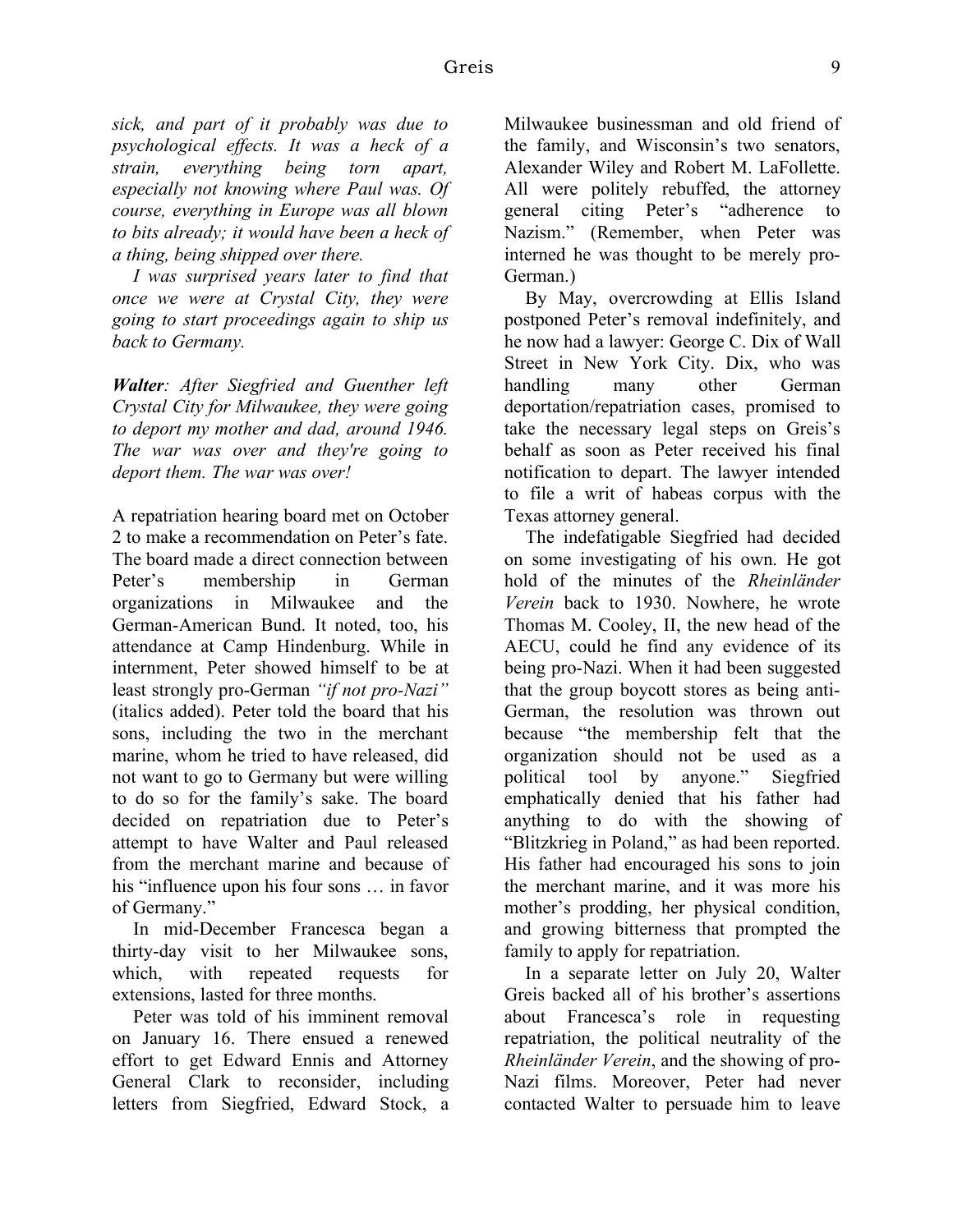*sick, and part of it probably was due to psychological effects. It was a heck of a strain, everything being torn apart, especially not knowing where Paul was. Of course, everything in Europe was all blown to bits already; it would have been a heck of a thing, being shipped over there.*

*I was surprised years later to find that once we were at Crystal City, they were going to start proceedings again to ship us back to Germany.*

***Walter**: After Siegfried and Guenther left Crystal City for Milwaukee, they were going to deport my mother and dad, around 1946. The war was over and they're going to deport them. The war was over!*

A repatriation hearing board met on October 2 to make a recommendation on Peter's fate. The board made a direct connection between Peter's membership in German organizations in Milwaukee and the German-American Bund. It noted, too, his attendance at Camp Hindenburg. While in internment, Peter showed himself to be at least strongly pro-German *"if not pro-Nazi"* (italics added). Peter told the board that his sons, including the two in the merchant marine, whom he tried to have released, did not want to go to Germany but were willing to do so for the family's sake. The board decided on repatriation due to Peter's attempt to have Walter and Paul released from the merchant marine and because of his "influence upon his four sons … in favor of Germany."

In mid-December Francesca began a thirty-day visit to her Milwaukee sons, which, with repeated requests for extensions, lasted for three months.

Peter was told of his imminent removal on January 16. There ensued a renewed effort to get Edward Ennis and Attorney General Clark to reconsider, including letters from Siegfried, Edward Stock, a Milwaukee businessman and old friend of the family, and Wisconsin's two senators, Alexander Wiley and Robert M. LaFollette. All were politely rebuffed, the attorney general citing Peter's "adherence to Nazism." (Remember, when Peter was interned he was thought to be merely pro-German.)

By May, overcrowding at Ellis Island postponed Peter's removal indefinitely, and he now had a lawyer: George C. Dix of Wall Street in New York City. Dix, who was handling many other German deportation/repatriation cases, promised to take the necessary legal steps on Greis's behalf as soon as Peter received his final notification to depart. The lawyer intended to file a writ of habeas corpus with the Texas attorney general.

The indefatigable Siegfried had decided on some investigating of his own. He got hold of the minutes of the *Rheinländer Verein* back to 1930. Nowhere, he wrote Thomas M. Cooley, II, the new head of the AECU, could he find any evidence of its being pro-Nazi. When it had been suggested that the group boycott stores as being anti-German, the resolution was thrown out because "the membership felt that the organization should not be used as a political tool by anyone." Siegfried emphatically denied that his father had anything to do with the showing of "Blitzkrieg in Poland," as had been reported. His father had encouraged his sons to join the merchant marine, and it was more his mother's prodding, her physical condition, and growing bitterness that prompted the family to apply for repatriation.

In a separate letter on July 20, Walter Greis backed all of his brother's assertions about Francesca's role in requesting repatriation, the political neutrality of the *Rheinländer Verein*, and the showing of pro-Nazi films. Moreover, Peter had never contacted Walter to persuade him to leave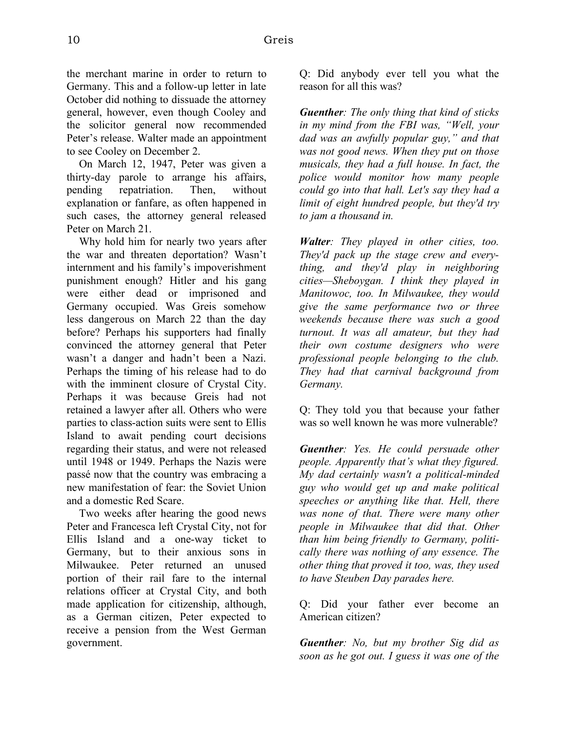the merchant marine in order to return to Germany. This and a follow-up letter in late October did nothing to dissuade the attorney general, however, even though Cooley and the solicitor general now recommended Peter's release. Walter made an appointment to see Cooley on December 2.

On March 12, 1947, Peter was given a thirty-day parole to arrange his affairs, pending repatriation. Then, without explanation or fanfare, as often happened in such cases, the attorney general released Peter on March 21.

Why hold him for nearly two years after the war and threaten deportation? Wasn't internment and his family's impoverishment punishment enough? Hitler and his gang were either dead or imprisoned and Germany occupied. Was Greis somehow less dangerous on March 22 than the day before? Perhaps his supporters had finally convinced the attorney general that Peter wasn't a danger and hadn't been a Nazi. Perhaps the timing of his release had to do with the imminent closure of Crystal City. Perhaps it was because Greis had not retained a lawyer after all. Others who were parties to class-action suits were sent to Ellis Island to await pending court decisions regarding their status, and were not released until 1948 or 1949. Perhaps the Nazis were passé now that the country was embracing a new manifestation of fear: the Soviet Union and a domestic Red Scare.

Two weeks after hearing the good news Peter and Francesca left Crystal City, not for Ellis Island and a one-way ticket to Germany, but to their anxious sons in Milwaukee. Peter returned an unused portion of their rail fare to the internal relations officer at Crystal City, and both made application for citizenship, although, as a German citizen, Peter expected to receive a pension from the West German government.

Q: Did anybody ever tell you what the reason for all this was?

***Guenther****: The only thing that kind of sticks in my mind from the FBI was, "Well, your dad was an awfully popular guy," and that was not good news. When they put on those musicals, they had a full house. In fact, the police would monitor how many people could go into that hall. Let's say they had a limit of eight hundred people, but they'd try to jam a thousand in.*

***Walter****: They played in other cities, too. They'd pack up the stage crew and everything, and they'd play in neighboring cities—Sheboygan. I think they played in Manitowoc, too. In Milwaukee, they would give the same performance two or three weekends because there was such a good turnout. It was all amateur, but they had their own costume designers who were professional people belonging to the club. They had that carnival background from Germany.*

Q: They told you that because your father was so well known he was more vulnerable?

***Guenther****: Yes. He could persuade other people. Apparently that's what they figured. My dad certainly wasn't a political-minded guy who would get up and make political speeches or anything like that. Hell, there was none of that. There were many other people in Milwaukee that did that. Other than him being friendly to Germany, politically there was nothing of any essence. The other thing that proved it too, was, they used to have Steuben Day parades here.*

Q: Did your father ever become an American citizen?

***Guenther****: No, but my brother Sig did as soon as he got out. I guess it was one of the*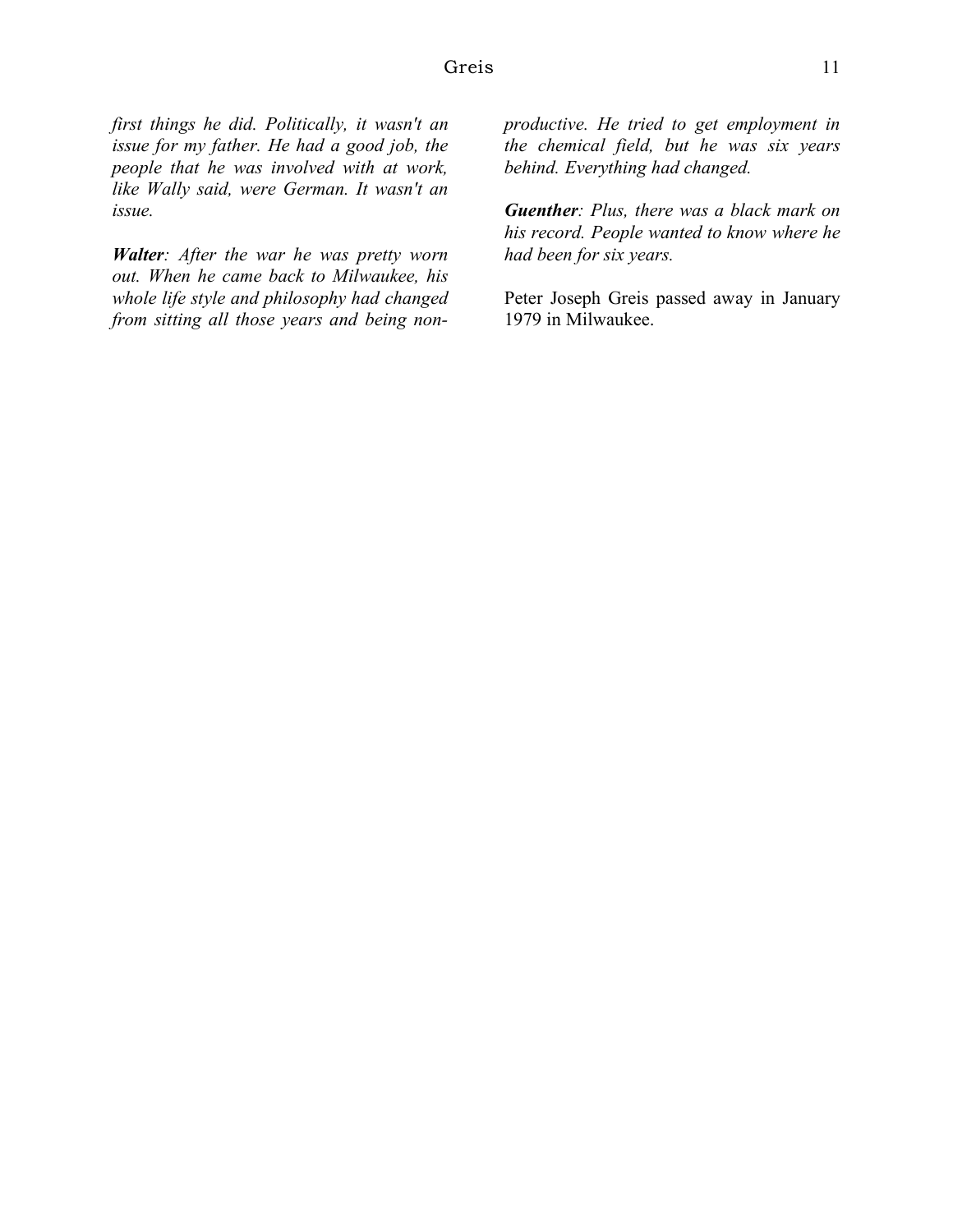*first things he did. Politically, it wasn't an issue for my father. He had a good job, the people that he was involved with at work, like Wally said, were German. It wasn't an issue.*

***Walter**: After the war he was pretty worn out. When he came back to Milwaukee, his whole life style and philosophy had changed from sitting all those years and being non-productive. He tried to get employment in the chemical field, but he was six years behind. Everything had changed.*

***Guenther**: Plus, there was a black mark on his record. People wanted to know where he had been for six years.*

Peter Joseph Greis passed away in January 1979 in Milwaukee.